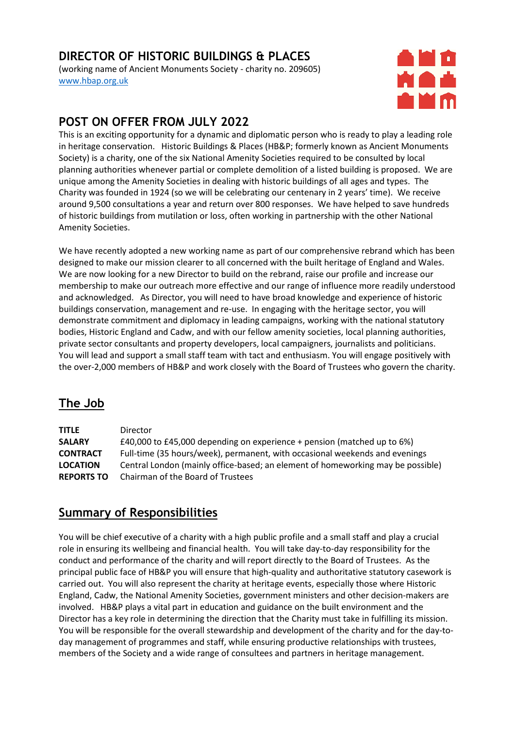# DIRECTOR OF HISTORIC BUILDINGS & PLACES

(working name of Ancient Monuments Society - charity no. 209605)
www.hbap.org.uk

## POST ON OFFER FROM JULY 2022

This is an exciting opportunity for a dynamic and diplomatic person who is ready to play a leading role in heritage conservation. Historic Buildings & Places (HB&P; formerly known as Ancient Monuments Society) is a charity, one of the six National Amenity Societies required to be consulted by local planning authorities whenever partial or complete demolition of a listed building is proposed. We are unique among the Amenity Societies in dealing with historic buildings of all ages and types. The Charity was founded in 1924 (so we will be celebrating our centenary in 2 years' time). We receive around 9,500 consultations a year and return over 800 responses. We have helped to save hundreds of historic buildings from mutilation or loss, often working in partnership with the other National Amenity Societies.

We have recently adopted a new working name as part of our comprehensive rebrand which has been designed to make our mission clearer to all concerned with the built heritage of England and Wales. We are now looking for a new Director to build on the rebrand, raise our profile and increase our membership to make our outreach more effective and our range of influence more readily understood and acknowledged. As Director, you will need to have broad knowledge and experience of historic buildings conservation, management and re-use. In engaging with the heritage sector, you will demonstrate commitment and diplomacy in leading campaigns, working with the national statutory bodies, Historic England and Cadw, and with our fellow amenity societies, local planning authorities, private sector consultants and property developers, local campaigners, journalists and politicians. You will lead and support a small staff team with tact and enthusiasm. You will engage positively with the over-2,000 members of HB&P and work closely with the Board of Trustees who govern the charity.

## The Job

| | |
|---|---|
| **TITLE** | Director |
| **SALARY** | £40,000 to £45,000 depending on experience + pension (matched up to 6%) |
| **CONTRACT** | Full-time (35 hours/week), permanent, with occasional weekends and evenings |
| **LOCATION** | Central London (mainly office-based; an element of homeworking may be possible) |
| **REPORTS TO** | Chairman of the Board of Trustees |

## Summary of Responsibilities

You will be chief executive of a charity with a high public profile and a small staff and play a crucial role in ensuring its wellbeing and financial health. You will take day-to-day responsibility for the conduct and performance of the charity and will report directly to the Board of Trustees. As the principal public face of HB&P you will ensure that high-quality and authoritative statutory casework is carried out. You will also represent the charity at heritage events, especially those where Historic England, Cadw, the National Amenity Societies, government ministers and other decision-makers are involved. HB&P plays a vital part in education and guidance on the built environment and the Director has a key role in determining the direction that the Charity must take in fulfilling its mission. You will be responsible for the overall stewardship and development of the charity and for the day-to-day management of programmes and staff, while ensuring productive relationships with trustees, members of the Society and a wide range of consultees and partners in heritage management.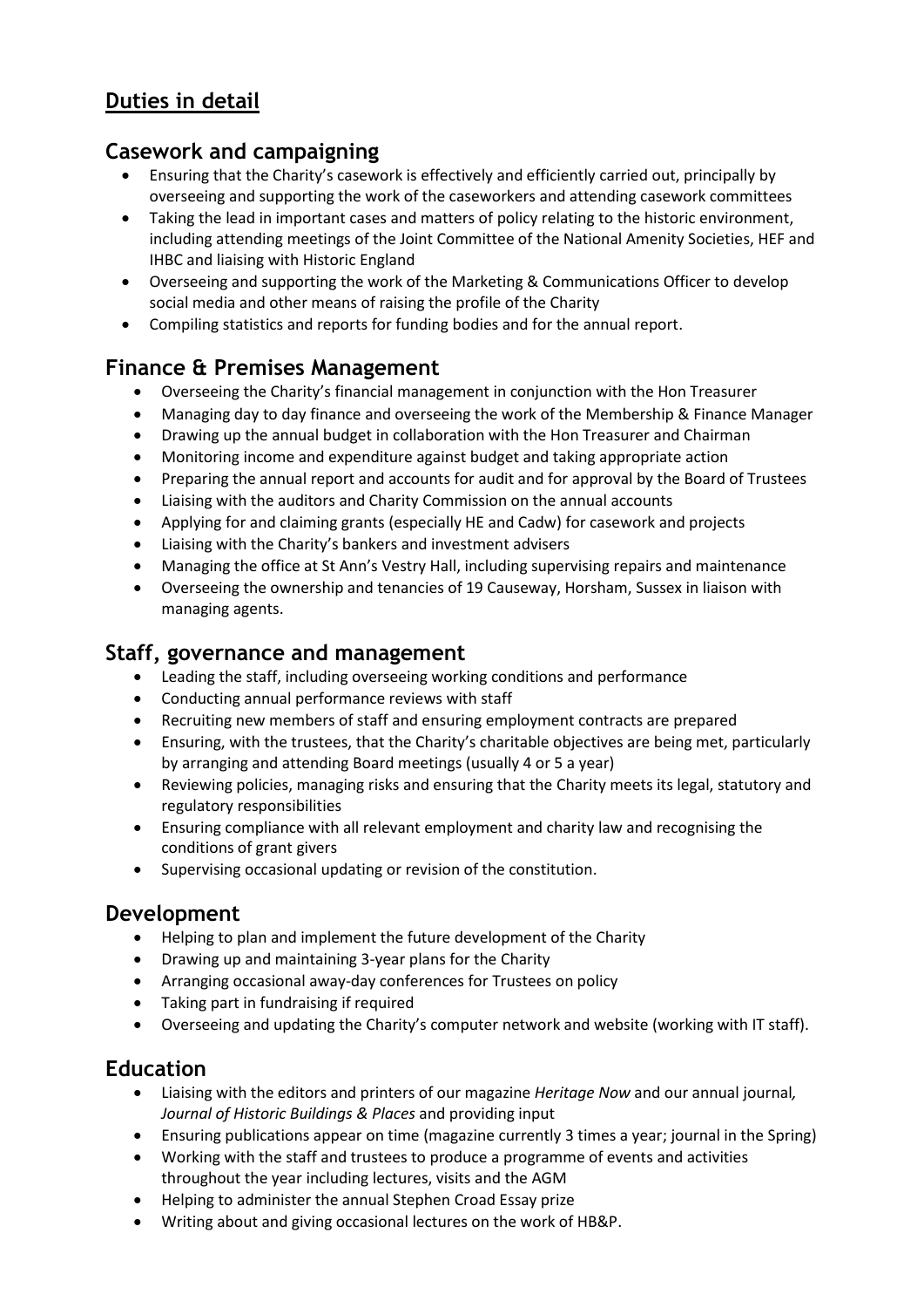## **Duties in detail**

### Casework and campaigning

- Ensuring that the Charity's casework is effectively and efficiently carried out, principally by overseeing and supporting the work of the caseworkers and attending casework committees
- Taking the lead in important cases and matters of policy relating to the historic environment, including attending meetings of the Joint Committee of the National Amenity Societies, HEF and IHBC and liaising with Historic England
- Overseeing and supporting the work of the Marketing & Communications Officer to develop social media and other means of raising the profile of the Charity
- Compiling statistics and reports for funding bodies and for the annual report.

### Finance & Premises Management

- Overseeing the Charity's financial management in conjunction with the Hon Treasurer
- Managing day to day finance and overseeing the work of the Membership & Finance Manager
- Drawing up the annual budget in collaboration with the Hon Treasurer and Chairman
- Monitoring income and expenditure against budget and taking appropriate action
- Preparing the annual report and accounts for audit and for approval by the Board of Trustees
- Liaising with the auditors and Charity Commission on the annual accounts
- Applying for and claiming grants (especially HE and Cadw) for casework and projects
- Liaising with the Charity's bankers and investment advisers
- Managing the office at St Ann's Vestry Hall, including supervising repairs and maintenance
- Overseeing the ownership and tenancies of 19 Causeway, Horsham, Sussex in liaison with managing agents.

### Staff, governance and management

- Leading the staff, including overseeing working conditions and performance
- Conducting annual performance reviews with staff
- Recruiting new members of staff and ensuring employment contracts are prepared
- Ensuring, with the trustees, that the Charity's charitable objectives are being met, particularly by arranging and attending Board meetings (usually 4 or 5 a year)
- Reviewing policies, managing risks and ensuring that the Charity meets its legal, statutory and regulatory responsibilities
- Ensuring compliance with all relevant employment and charity law and recognising the conditions of grant givers
- Supervising occasional updating or revision of the constitution.

### Development

- Helping to plan and implement the future development of the Charity
- Drawing up and maintaining 3-year plans for the Charity
- Arranging occasional away-day conferences for Trustees on policy
- Taking part in fundraising if required
- Overseeing and updating the Charity's computer network and website (working with IT staff).

### Education

- Liaising with the editors and printers of our magazine *Heritage Now* and our annual journal*, Journal of Historic Buildings & Places* and providing input
- Ensuring publications appear on time (magazine currently 3 times a year; journal in the Spring)
- Working with the staff and trustees to produce a programme of events and activities throughout the year including lectures, visits and the AGM
- Helping to administer the annual Stephen Croad Essay prize
- Writing about and giving occasional lectures on the work of HB&P.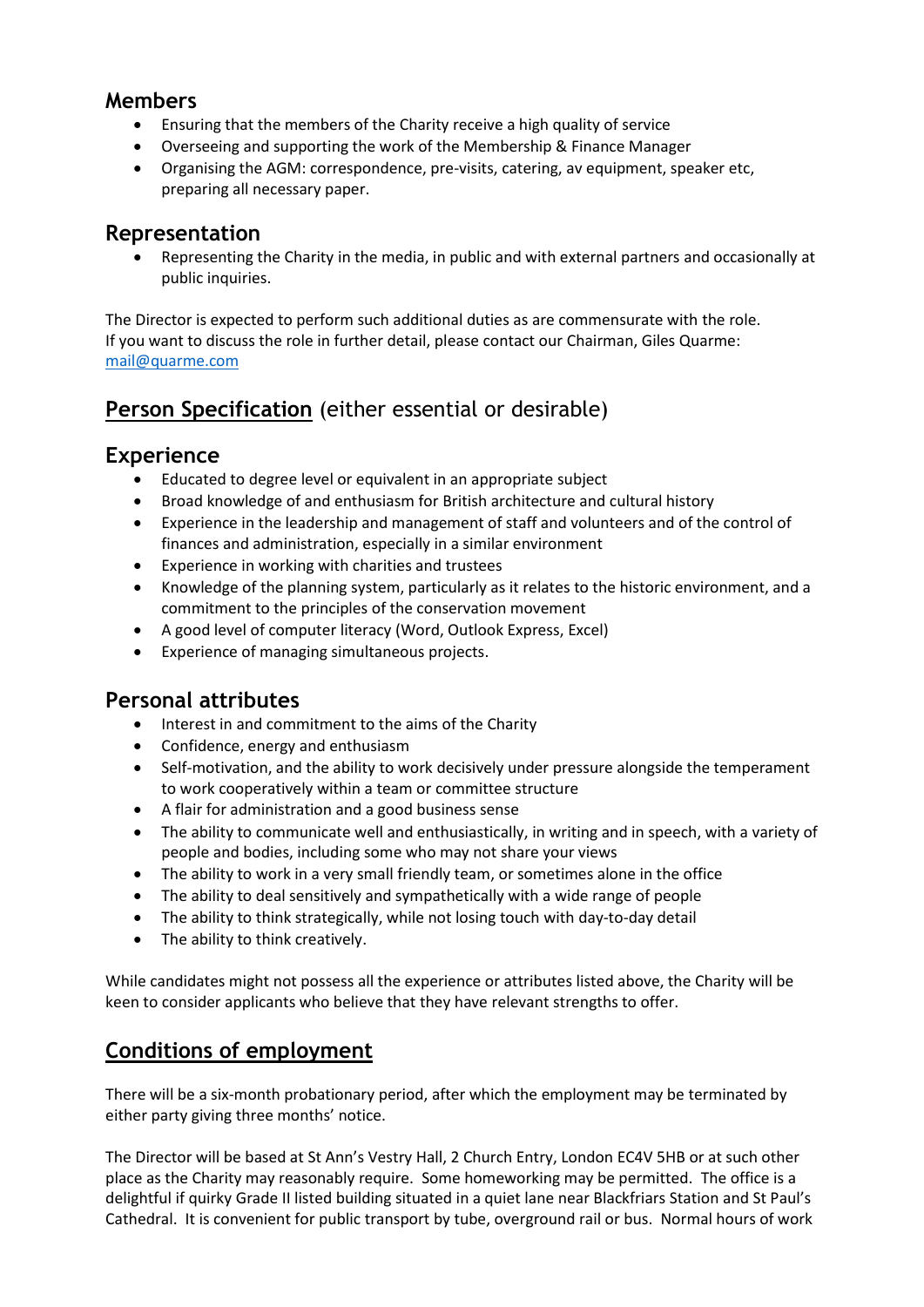## Members

- Ensuring that the members of the Charity receive a high quality of service
- Overseeing and supporting the work of the Membership & Finance Manager
- Organising the AGM: correspondence, pre-visits, catering, av equipment, speaker etc, preparing all necessary paper.

## Representation

- Representing the Charity in the media, in public and with external partners and occasionally at public inquiries.

The Director is expected to perform such additional duties as are commensurate with the role. If you want to discuss the role in further detail, please contact our Chairman, Giles Quarme: mail@quarme.com

# <u>**Person Specification**</u> (either essential or desirable)

## Experience

- Educated to degree level or equivalent in an appropriate subject
- Broad knowledge of and enthusiasm for British architecture and cultural history
- Experience in the leadership and management of staff and volunteers and of the control of finances and administration, especially in a similar environment
- Experience in working with charities and trustees
- Knowledge of the planning system, particularly as it relates to the historic environment, and a commitment to the principles of the conservation movement
- A good level of computer literacy (Word, Outlook Express, Excel)
- Experience of managing simultaneous projects.

## Personal attributes

- Interest in and commitment to the aims of the Charity
- Confidence, energy and enthusiasm
- Self-motivation, and the ability to work decisively under pressure alongside the temperament to work cooperatively within a team or committee structure
- A flair for administration and a good business sense
- The ability to communicate well and enthusiastically, in writing and in speech, with a variety of people and bodies, including some who may not share your views
- The ability to work in a very small friendly team, or sometimes alone in the office
- The ability to deal sensitively and sympathetically with a wide range of people
- The ability to think strategically, while not losing touch with day-to-day detail
- The ability to think creatively.

While candidates might not possess all the experience or attributes listed above, the Charity will be keen to consider applicants who believe that they have relevant strengths to offer.

# <u>**Conditions of employment**</u>

There will be a six-month probationary period, after which the employment may be terminated by either party giving three months' notice.

The Director will be based at St Ann's Vestry Hall, 2 Church Entry, London EC4V 5HB or at such other place as the Charity may reasonably require. Some homeworking may be permitted. The office is a delightful if quirky Grade II listed building situated in a quiet lane near Blackfriars Station and St Paul's Cathedral. It is convenient for public transport by tube, overground rail or bus. Normal hours of work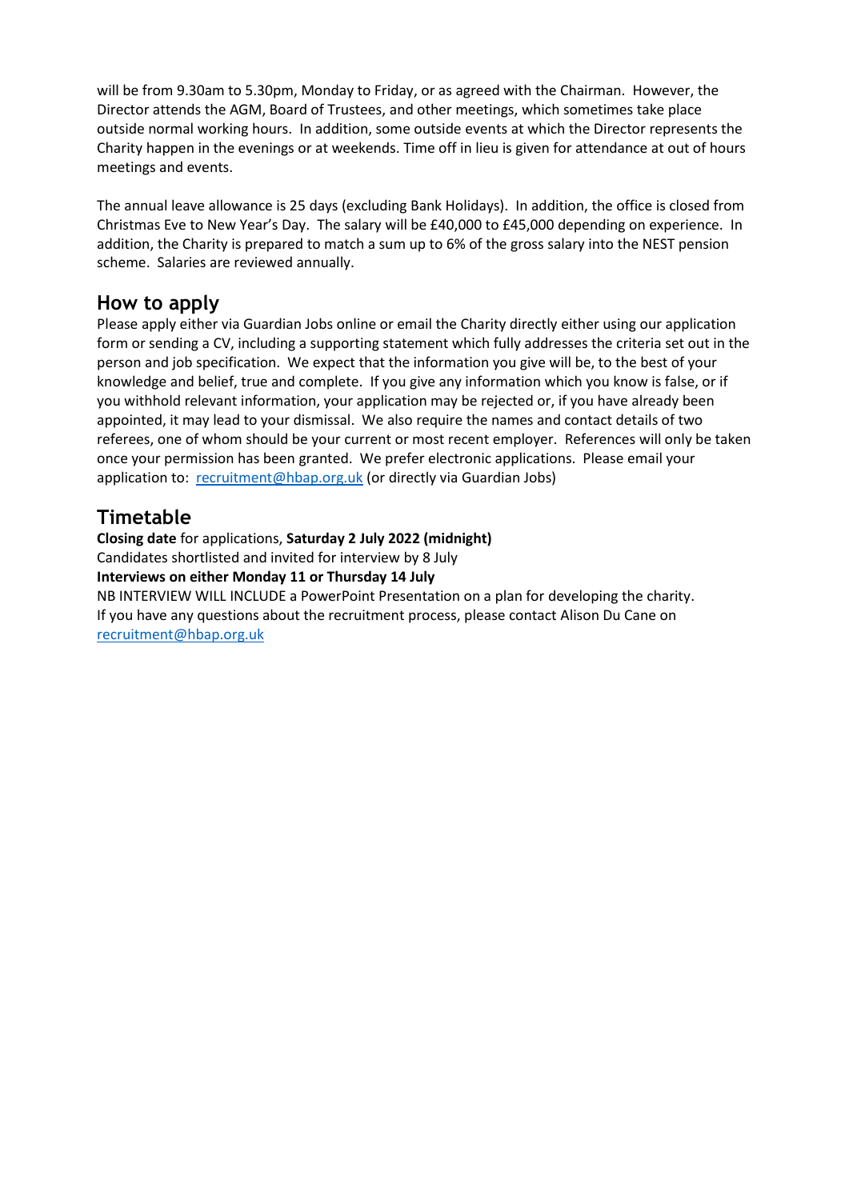will be from 9.30am to 5.30pm, Monday to Friday, or as agreed with the Chairman. However, the Director attends the AGM, Board of Trustees, and other meetings, which sometimes take place outside normal working hours. In addition, some outside events at which the Director represents the Charity happen in the evenings or at weekends. Time off in lieu is given for attendance at out of hours meetings and events.

The annual leave allowance is 25 days (excluding Bank Holidays). In addition, the office is closed from Christmas Eve to New Year's Day. The salary will be £40,000 to £45,000 depending on experience. In addition, the Charity is prepared to match a sum up to 6% of the gross salary into the NEST pension scheme. Salaries are reviewed annually.

## How to apply

Please apply either via Guardian Jobs online or email the Charity directly either using our application form or sending a CV, including a supporting statement which fully addresses the criteria set out in the person and job specification. We expect that the information you give will be, to the best of your knowledge and belief, true and complete. If you give any information which you know is false, or if you withhold relevant information, your application may be rejected or, if you have already been appointed, it may lead to your dismissal. We also require the names and contact details of two referees, one of whom should be your current or most recent employer. References will only be taken once your permission has been granted. We prefer electronic applications. Please email your application to: recruitment@hbap.org.uk (or directly via Guardian Jobs)

## Timetable

**Closing date** for applications, **Saturday 2 July 2022 (midnight)**
Candidates shortlisted and invited for interview by 8 July
**Interviews on either Monday 11 or Thursday 14 July**
NB INTERVIEW WILL INCLUDE a PowerPoint Presentation on a plan for developing the charity.
If you have any questions about the recruitment process, please contact Alison Du Cane on recruitment@hbap.org.uk